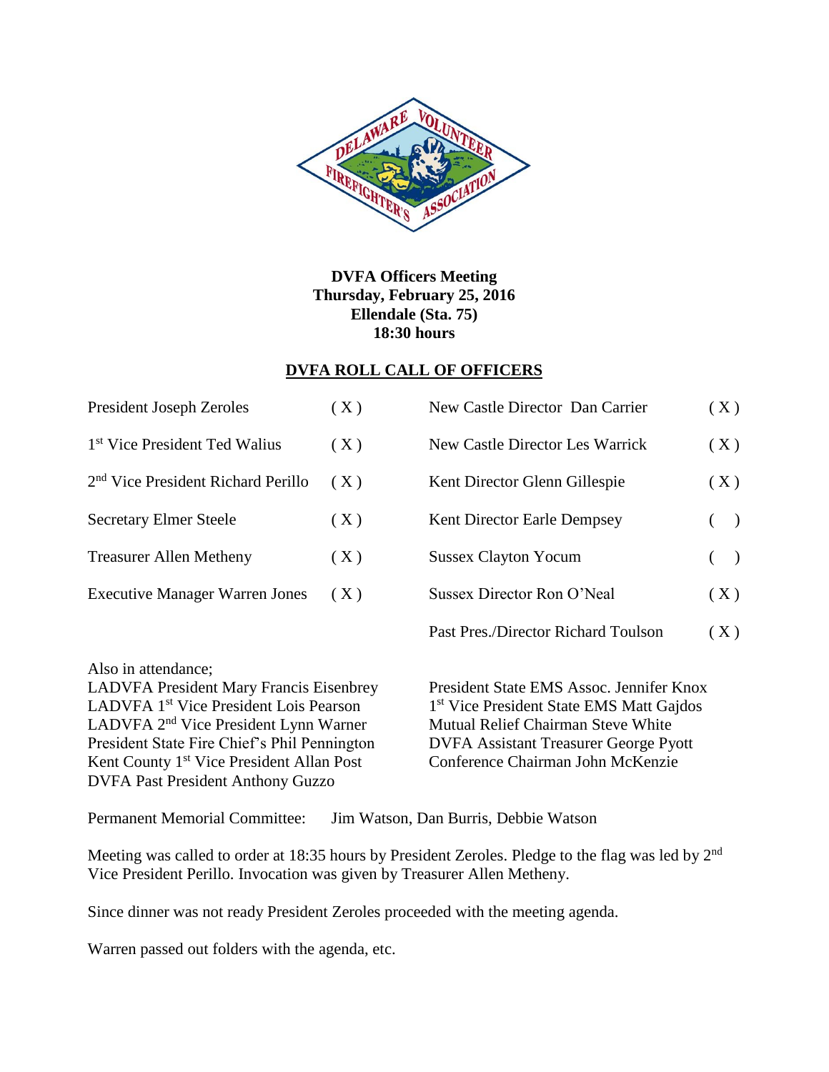**DVFA Officers Meeting**
**Thursday, February 25, 2016**
**Ellendale (Sta. 75)**
**18:30 hours**

## DVFA ROLL CALL OF OFFICERS

| | | | |
|---|---|---|---|
| President Joseph Zeroles | ( X ) | New Castle Director Dan Carrier | ( X ) |
| 1st Vice President Ted Walius | ( X ) | New Castle Director Les Warrick | ( X ) |
| 2nd Vice President Richard Perillo | ( X ) | Kent Director Glenn Gillespie | ( X ) |
| Secretary Elmer Steele | ( X ) | Kent Director Earle Dempsey | (   ) |
| Treasurer Allen Metheny | ( X ) | Sussex Clayton Yocum | (   ) |
| Executive Manager Warren Jones | ( X ) | Sussex Director Ron O'Neal | ( X ) |
| | | Past Pres./Director Richard Toulson | ( X ) |

Also in attendance;

LADVFA President Mary Francis Eisenbrey
LADVFA 1st Vice President Lois Pearson
LADVFA 2nd Vice President Lynn Warner
President State Fire Chief's Phil Pennington
Kent County 1st Vice President Allan Post
DVFA Past President Anthony Guzzo
President State EMS Assoc. Jennifer Knox
1st Vice President State EMS Matt Gajdos
Mutual Relief Chairman Steve White
DVFA Assistant Treasurer George Pyott
Conference Chairman John McKenzie

Permanent Memorial Committee: Jim Watson, Dan Burris, Debbie Watson

Meeting was called to order at 18:35 hours by President Zeroles. Pledge to the flag was led by 2nd Vice President Perillo. Invocation was given by Treasurer Allen Metheny.

Since dinner was not ready President Zeroles proceeded with the meeting agenda.

Warren passed out folders with the agenda, etc.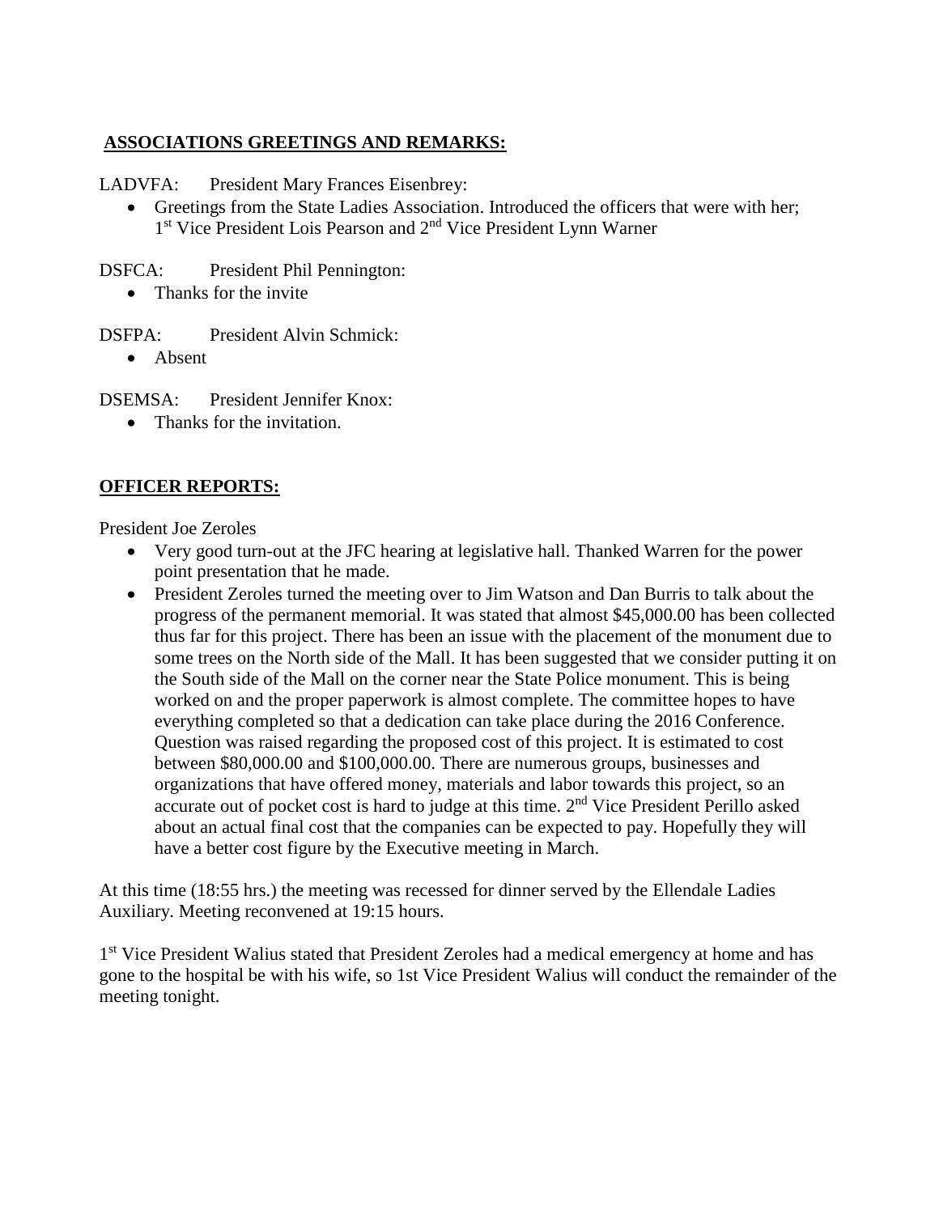**ASSOCIATIONS GREETINGS AND REMARKS:**

LADVFA: President Mary Frances Eisenbrey:

- Greetings from the State Ladies Association. Introduced the officers that were with her; 1st Vice President Lois Pearson and 2nd Vice President Lynn Warner

DSFCA: President Phil Pennington:

- Thanks for the invite

DSFPA: President Alvin Schmick:

- Absent

DSEMSA: President Jennifer Knox:

- Thanks for the invitation.

**OFFICER REPORTS:**

President Joe Zeroles

- Very good turn-out at the JFC hearing at legislative hall. Thanked Warren for the power point presentation that he made.
- President Zeroles turned the meeting over to Jim Watson and Dan Burris to talk about the progress of the permanent memorial. It was stated that almost $45,000.00 has been collected thus far for this project. There has been an issue with the placement of the monument due to some trees on the North side of the Mall. It has been suggested that we consider putting it on the South side of the Mall on the corner near the State Police monument. This is being worked on and the proper paperwork is almost complete. The committee hopes to have everything completed so that a dedication can take place during the 2016 Conference. Question was raised regarding the proposed cost of this project. It is estimated to cost between $80,000.00 and $100,000.00. There are numerous groups, businesses and organizations that have offered money, materials and labor towards this project, so an accurate out of pocket cost is hard to judge at this time. 2nd Vice President Perillo asked about an actual final cost that the companies can be expected to pay. Hopefully they will have a better cost figure by the Executive meeting in March.

At this time (18:55 hrs.) the meeting was recessed for dinner served by the Ellendale Ladies Auxiliary. Meeting reconvened at 19:15 hours.

1st Vice President Walius stated that President Zeroles had a medical emergency at home and has gone to the hospital be with his wife, so 1st Vice President Walius will conduct the remainder of the meeting tonight.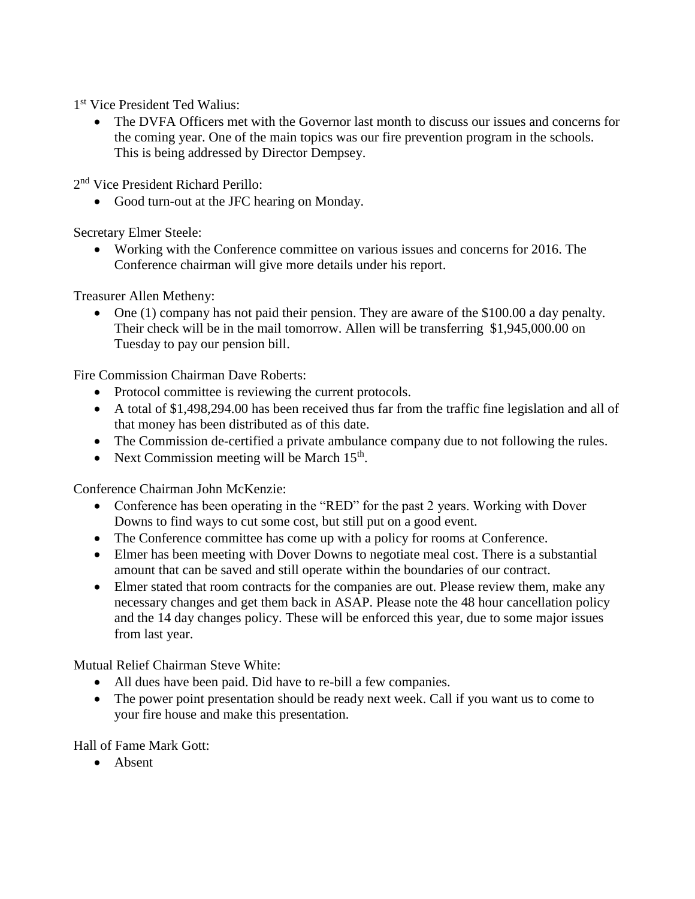1st Vice President Ted Walius:

- The DVFA Officers met with the Governor last month to discuss our issues and concerns for the coming year. One of the main topics was our fire prevention program in the schools. This is being addressed by Director Dempsey.

2nd Vice President Richard Perillo:

- Good turn-out at the JFC hearing on Monday.

Secretary Elmer Steele:

- Working with the Conference committee on various issues and concerns for 2016. The Conference chairman will give more details under his report.

Treasurer Allen Metheny:

- One (1) company has not paid their pension. They are aware of the $100.00 a day penalty. Their check will be in the mail tomorrow. Allen will be transferring $1,945,000.00 on Tuesday to pay our pension bill.

Fire Commission Chairman Dave Roberts:

- Protocol committee is reviewing the current protocols.
- A total of $1,498,294.00 has been received thus far from the traffic fine legislation and all of that money has been distributed as of this date.
- The Commission de-certified a private ambulance company due to not following the rules.
- Next Commission meeting will be March 15th.

Conference Chairman John McKenzie:

- Conference has been operating in the "RED" for the past 2 years. Working with Dover Downs to find ways to cut some cost, but still put on a good event.
- The Conference committee has come up with a policy for rooms at Conference.
- Elmer has been meeting with Dover Downs to negotiate meal cost. There is a substantial amount that can be saved and still operate within the boundaries of our contract.
- Elmer stated that room contracts for the companies are out. Please review them, make any necessary changes and get them back in ASAP. Please note the 48 hour cancellation policy and the 14 day changes policy. These will be enforced this year, due to some major issues from last year.

Mutual Relief Chairman Steve White:

- All dues have been paid. Did have to re-bill a few companies.
- The power point presentation should be ready next week. Call if you want us to come to your fire house and make this presentation.

Hall of Fame Mark Gott:

- Absent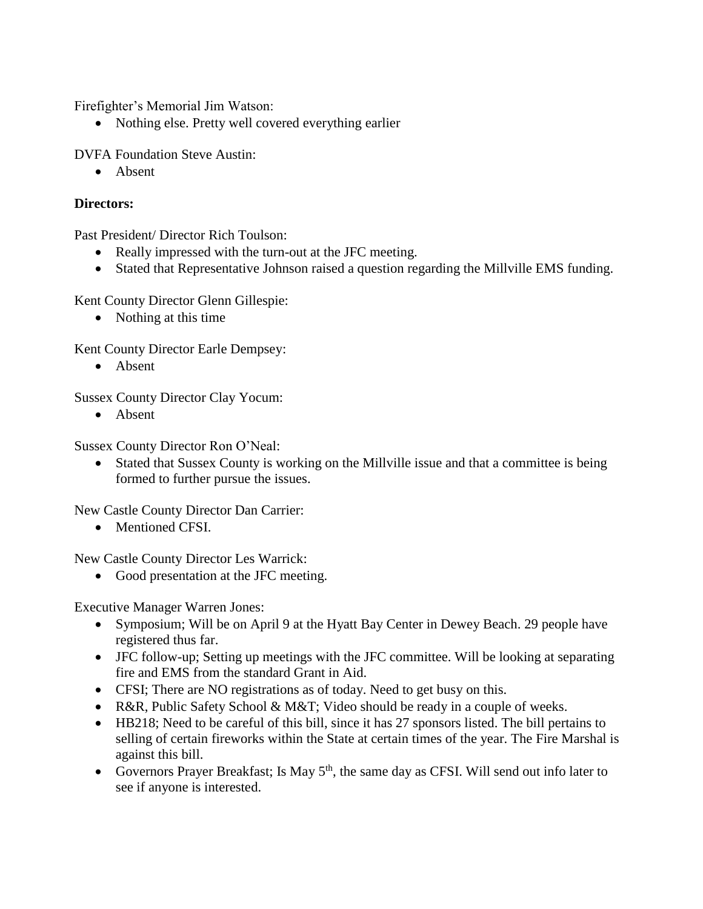Firefighter's Memorial Jim Watson:

- Nothing else. Pretty well covered everything earlier

DVFA Foundation Steve Austin:

- Absent

**Directors:**

Past President/ Director Rich Toulson:

- Really impressed with the turn-out at the JFC meeting.
- Stated that Representative Johnson raised a question regarding the Millville EMS funding.

Kent County Director Glenn Gillespie:

- Nothing at this time

Kent County Director Earle Dempsey:

- Absent

Sussex County Director Clay Yocum:

- Absent

Sussex County Director Ron O'Neal:

- Stated that Sussex County is working on the Millville issue and that a committee is being formed to further pursue the issues.

New Castle County Director Dan Carrier:

- Mentioned CFSI.

New Castle County Director Les Warrick:

- Good presentation at the JFC meeting.

Executive Manager Warren Jones:

- Symposium; Will be on April 9 at the Hyatt Bay Center in Dewey Beach. 29 people have registered thus far.
- JFC follow-up; Setting up meetings with the JFC committee. Will be looking at separating fire and EMS from the standard Grant in Aid.
- CFSI; There are NO registrations as of today. Need to get busy on this.
- R&R, Public Safety School & M&T; Video should be ready in a couple of weeks.
- HB218; Need to be careful of this bill, since it has 27 sponsors listed. The bill pertains to selling of certain fireworks within the State at certain times of the year. The Fire Marshal is against this bill.
- Governors Prayer Breakfast; Is May 5th, the same day as CFSI. Will send out info later to see if anyone is interested.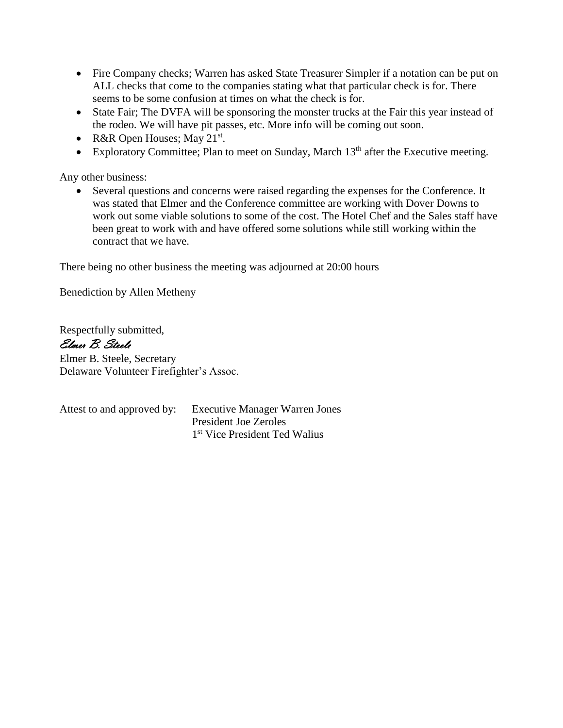- Fire Company checks; Warren has asked State Treasurer Simpler if a notation can be put on ALL checks that come to the companies stating what that particular check is for. There seems to be some confusion at times on what the check is for.
- State Fair; The DVFA will be sponsoring the monster trucks at the Fair this year instead of the rodeo. We will have pit passes, etc. More info will be coming out soon.
- R&R Open Houses; May 21st.
- Exploratory Committee; Plan to meet on Sunday, March 13th after the Executive meeting.

Any other business:

- Several questions and concerns were raised regarding the expenses for the Conference. It was stated that Elmer and the Conference committee are working with Dover Downs to work out some viable solutions to some of the cost. The Hotel Chef and the Sales staff have been great to work with and have offered some solutions while still working within the contract that we have.

There being no other business the meeting was adjourned at 20:00 hours

Benediction by Allen Metheny

Respectfully submitted,

*Elmer B. Steele*

Elmer B. Steele, Secretary
Delaware Volunteer Firefighter's Assoc.

Attest to and approved by: Executive Manager Warren Jones
President Joe Zeroles
1st Vice President Ted Walius